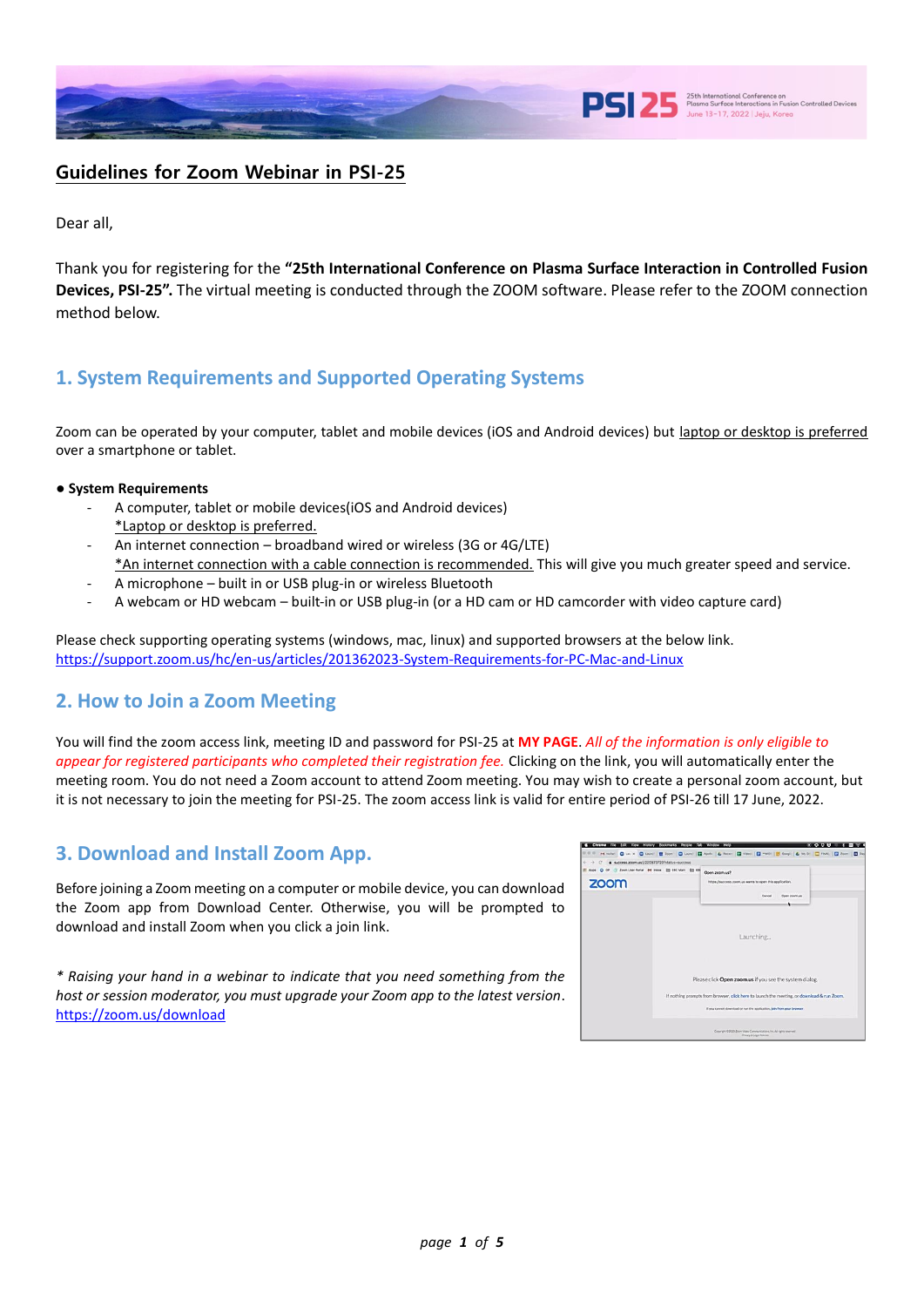## Guidelines for Zoom Webinar in PSI-25

Dear all,

Thank you for registering for the **"25th International Conference on Plasma Surface Interaction in Controlled Fusion Devices, PSI-25".** The virtual meeting is conducted through the ZOOM software. Please refer to the ZOOM connection method below.

## 1. System Requirements and Supported Operating Systems

Zoom can be operated by your computer, tablet and mobile devices (iOS and Android devices) but laptop or desktop is preferred over a smartphone or tablet.

**● System Requirements**

- A computer, tablet or mobile devices(iOS and Android devices)
  *Laptop or desktop is preferred.
- An internet connection – broadband wired or wireless (3G or 4G/LTE)
  *An internet connection with a cable connection is recommended. This will give you much greater speed and service.
- A microphone – built in or USB plug-in or wireless Bluetooth
- A webcam or HD webcam – built-in or USB plug-in (or a HD cam or HD camcorder with video capture card)

Please check supporting operating systems (windows, mac, linux) and supported browsers at the below link.
https://support.zoom.us/hc/en-us/articles/201362023-System-Requirements-for-PC-Mac-and-Linux

## 2. How to Join a Zoom Meeting

You will find the zoom access link, meeting ID and password for PSI-25 at **MY PAGE**. *All of the information is only eligible to appear for registered participants who completed their registration fee.* Clicking on the link, you will automatically enter the meeting room. You do not need a Zoom account to attend Zoom meeting. You may wish to create a personal zoom account, but it is not necessary to join the meeting for PSI-25. The zoom access link is valid for entire period of PSI-26 till 17 June, 2022.

## 3. Download and Install Zoom App.

Before joining a Zoom meeting on a computer or mobile device, you can download the Zoom app from Download Center. Otherwise, you will be prompted to download and install Zoom when you click a join link.

*\* Raising your hand in a webinar to indicate that you need something from the host or session moderator, you must upgrade your Zoom app to the latest version.*
https://zoom.us/download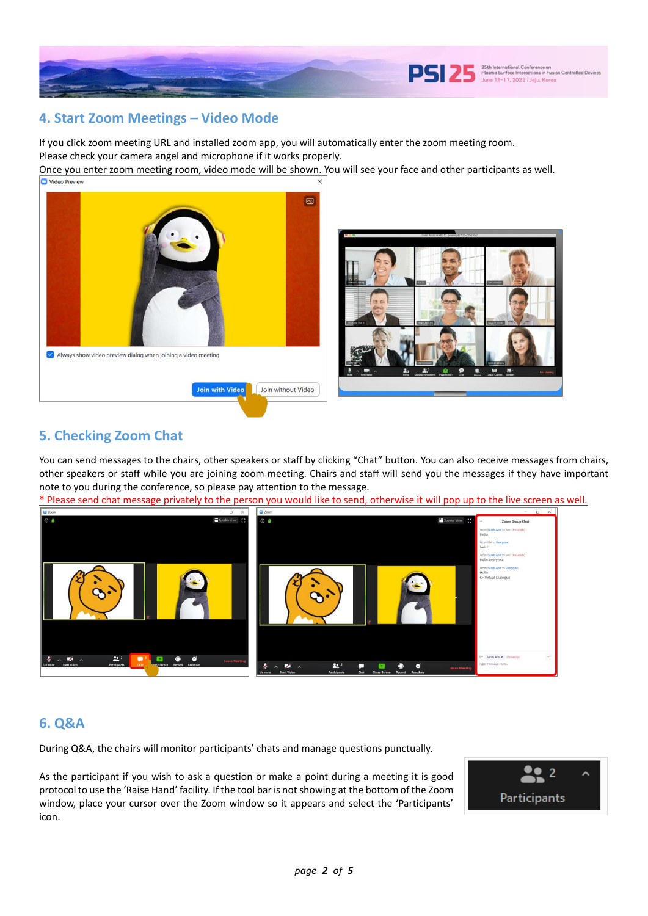## 4. Start Zoom Meetings – Video Mode

If you click zoom meeting URL and installed zoom app, you will automatically enter the zoom meeting room.
Please check your camera angel and microphone if it works properly.
Once you enter zoom meeting room, video mode will be shown. You will see your face and other participants as well.

## 5. Checking Zoom Chat

You can send messages to the chairs, other speakers or staff by clicking "Chat" button. You can also receive messages from chairs, other speakers or staff while you are joining zoom meeting. Chairs and staff will send you the messages if they have important note to you during the conference, so please pay attention to the message.

* Please send chat message privately to the person you would like to send, otherwise it will pop up to the live screen as well.

## 6. Q&A

During Q&A, the chairs will monitor participants' chats and manage questions punctually.

As the participant if you wish to ask a question or make a point during a meeting it is good protocol to use the 'Raise Hand' facility. If the tool bar is not showing at the bottom of the Zoom window, place your cursor over the Zoom window so it appears and select the 'Participants' icon.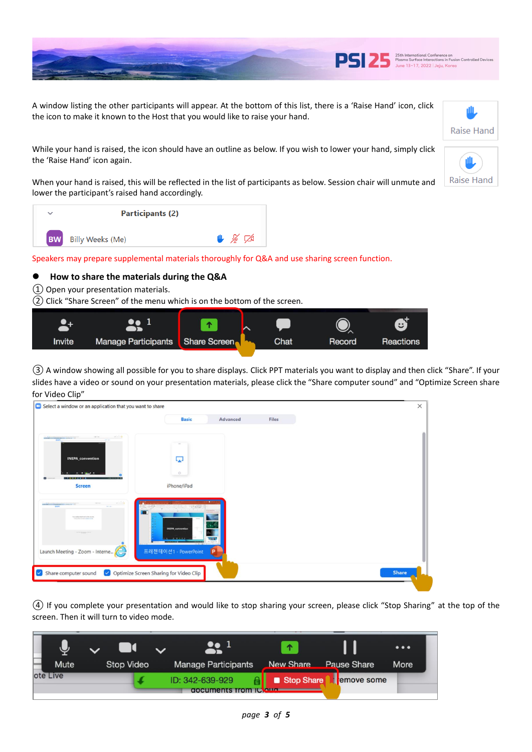A window listing the other participants will appear. At the bottom of this list, there is a 'Raise Hand' icon, click the icon to make it known to the Host that you would like to raise your hand.

While your hand is raised, the icon should have an outline as below. If you wish to lower your hand, simply click the 'Raise Hand' icon again.

When your hand is raised, this will be reflected in the list of participants as below. Session chair will unmute and lower the participant's raised hand accordingly.

Speakers may prepare supplemental materials thoroughly for Q&A and use sharing screen function.

- **How to share the materials during the Q&A**

① Open your presentation materials.
② Click "Share Screen" of the menu which is on the bottom of the screen.

③ A window showing all possible for you to share displays. Click PPT materials you want to display and then click "Share". If your slides have a video or sound on your presentation materials, please click the "Share computer sound" and "Optimize Screen share for Video Clip"

④ If you complete your presentation and would like to stop sharing your screen, please click "Stop Sharing" at the top of the screen. Then it will turn to video mode.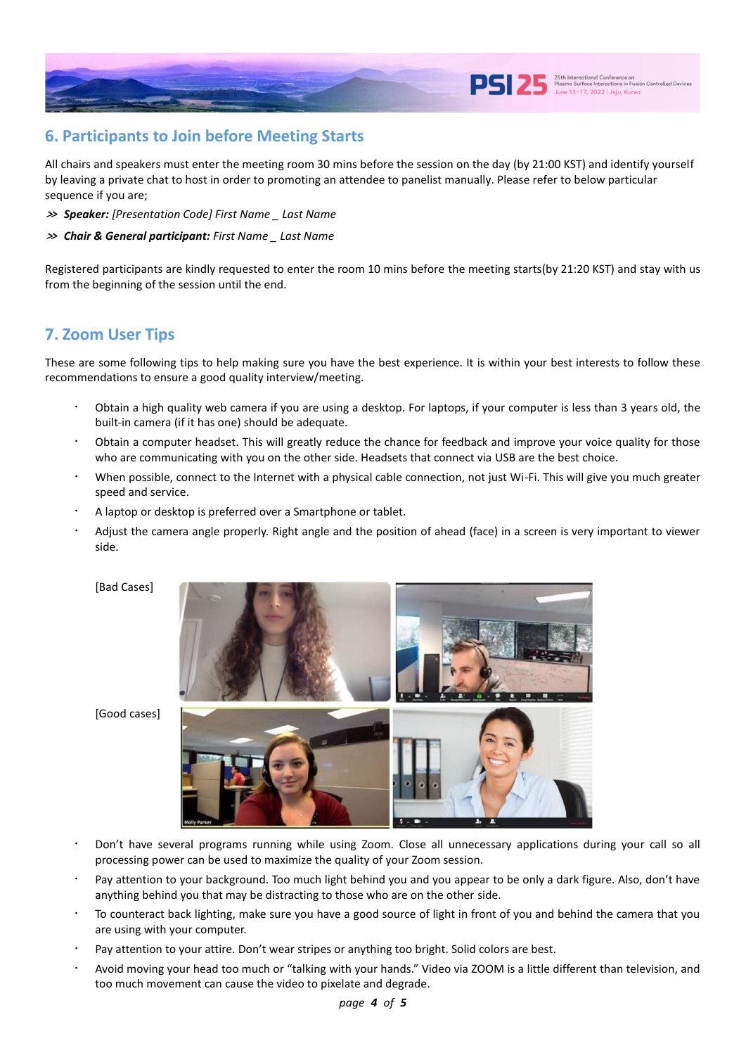## 6. Participants to Join before Meeting Starts

All chairs and speakers must enter the meeting room 30 mins before the session on the day (by 21:00 KST) and identify yourself by leaving a private chat to host in order to promoting an attendee to panelist manually. Please refer to below particular sequence if you are;

≫ ***Speaker:*** *[Presentation Code] First Name _ Last Name*

≫ ***Chair & General participant:*** *First Name _ Last Name*

Registered participants are kindly requested to enter the room 10 mins before the meeting starts(by 21:20 KST) and stay with us from the beginning of the session until the end.

## 7. Zoom User Tips

These are some following tips to help making sure you have the best experience. It is within your best interests to follow these recommendations to ensure a good quality interview/meeting.

- Obtain a high quality web camera if you are using a desktop. For laptops, if your computer is less than 3 years old, the built-in camera (if it has one) should be adequate.
- Obtain a computer headset. This will greatly reduce the chance for feedback and improve your voice quality for those who are communicating with you on the other side. Headsets that connect via USB are the best choice.
- When possible, connect to the Internet with a physical cable connection, not just Wi-Fi. This will give you much greater speed and service.
- A laptop or desktop is preferred over a Smartphone or tablet.
- Adjust the camera angle properly. Right angle and the position of ahead (face) in a screen is very important to viewer side.

[Bad Cases]

[Good cases]

- Don't have several programs running while using Zoom. Close all unnecessary applications during your call so all processing power can be used to maximize the quality of your Zoom session.
- Pay attention to your background. Too much light behind you and you appear to be only a dark figure. Also, don't have anything behind you that may be distracting to those who are on the other side.
- To counteract back lighting, make sure you have a good source of light in front of you and behind the camera that you are using with your computer.
- Pay attention to your attire. Don't wear stripes or anything too bright. Solid colors are best.
- Avoid moving your head too much or "talking with your hands." Video via ZOOM is a little different than television, and too much movement can cause the video to pixelate and degrade.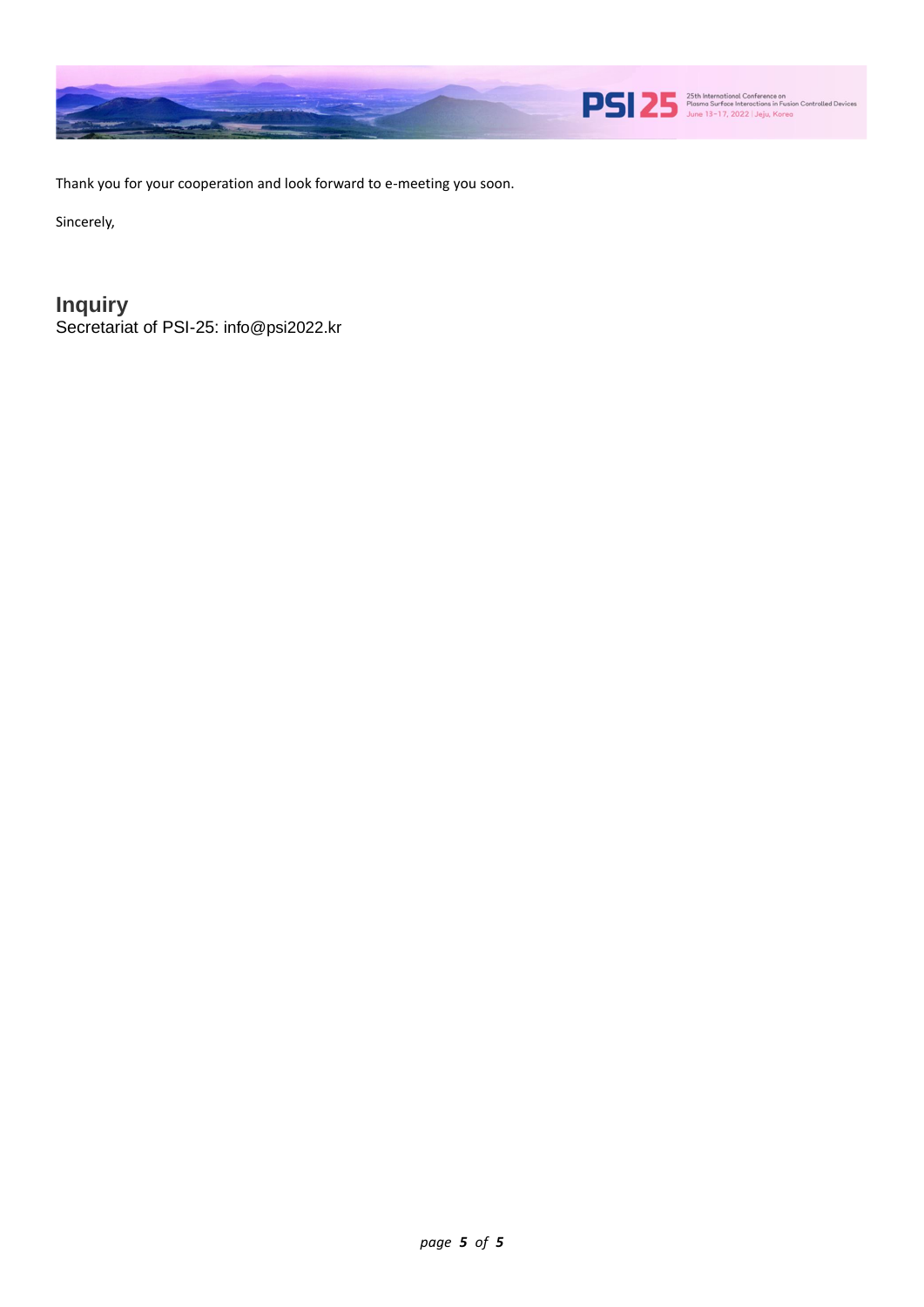Thank you for your cooperation and look forward to e-meeting you soon.

Sincerely,

## Inquiry

Secretariat of PSI-25: info@psi2022.kr